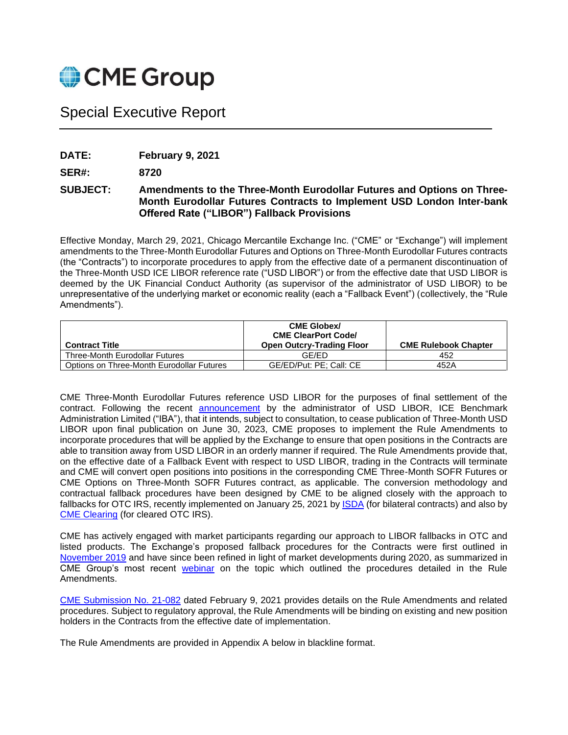# CME Group

## Special Executive Report

**DATE:** **February 9, 2021**

**SER#:** **8720**

**SUBJECT:** **Amendments to the Three-Month Eurodollar Futures and Options on Three-Month Eurodollar Futures Contracts to Implement USD London Inter-bank Offered Rate ("LIBOR") Fallback Provisions**

Effective Monday, March 29, 2021, Chicago Mercantile Exchange Inc. ("CME" or "Exchange") will implement amendments to the Three-Month Eurodollar Futures and Options on Three-Month Eurodollar Futures contracts (the "Contracts") to incorporate procedures to apply from the effective date of a permanent discontinuation of the Three-Month USD ICE LIBOR reference rate ("USD LIBOR") or from the effective date that USD LIBOR is deemed by the UK Financial Conduct Authority (as supervisor of the administrator of USD LIBOR) to be unrepresentative of the underlying market or economic reality (each a "Fallback Event") (collectively, the "Rule Amendments").

| Contract Title | CME Globex/ CME ClearPort Code/ Open Outcry-Trading Floor | CME Rulebook Chapter |
|---|---|---|
| Three-Month Eurodollar Futures | GE/ED | 452 |
| Options on Three-Month Eurodollar Futures | GE/ED/Put: PE; Call: CE | 452A |

CME Three-Month Eurodollar Futures reference USD LIBOR for the purposes of final settlement of the contract. Following the recent announcement by the administrator of USD LIBOR, ICE Benchmark Administration Limited ("IBA"), that it intends, subject to consultation, to cease publication of Three-Month USD LIBOR upon final publication on June 30, 2023, CME proposes to implement the Rule Amendments to incorporate procedures that will be applied by the Exchange to ensure that open positions in the Contracts are able to transition away from USD LIBOR in an orderly manner if required. The Rule Amendments provide that, on the effective date of a Fallback Event with respect to USD LIBOR, trading in the Contracts will terminate and CME will convert open positions into positions in the corresponding CME Three-Month SOFR Futures or CME Options on Three-Month SOFR Futures contract, as applicable. The conversion methodology and contractual fallback procedures have been designed by CME to be aligned closely with the approach to fallbacks for OTC IRS, recently implemented on January 25, 2021 by ISDA (for bilateral contracts) and also by CME Clearing (for cleared OTC IRS).

CME has actively engaged with market participants regarding our approach to LIBOR fallbacks in OTC and listed products. The Exchange's proposed fallback procedures for the Contracts were first outlined in November 2019 and have since been refined in light of market developments during 2020, as summarized in CME Group's most recent webinar on the topic which outlined the procedures detailed in the Rule Amendments.

CME Submission No. 21-082 dated February 9, 2021 provides details on the Rule Amendments and related procedures. Subject to regulatory approval, the Rule Amendments will be binding on existing and new position holders in the Contracts from the effective date of implementation.

The Rule Amendments are provided in Appendix A below in blackline format.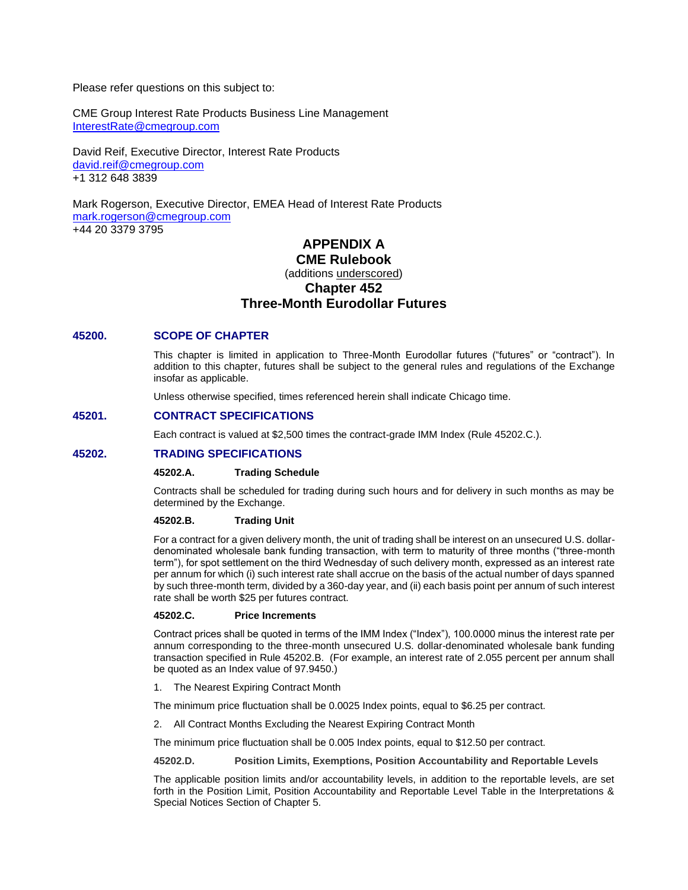Please refer questions on this subject to:

CME Group Interest Rate Products Business Line Management
InterestRate@cmegroup.com

David Reif, Executive Director, Interest Rate Products
david.reif@cmegroup.com
+1 312 648 3839

Mark Rogerson, Executive Director, EMEA Head of Interest Rate Products
mark.rogerson@cmegroup.com
+44 20 3379 3795

# APPENDIX A
# CME Rulebook
(additions underscored)
# Chapter 452
# Three-Month Eurodollar Futures

## 45200. SCOPE OF CHAPTER

This chapter is limited in application to Three-Month Eurodollar futures ("futures" or "contract"). In addition to this chapter, futures shall be subject to the general rules and regulations of the Exchange insofar as applicable.

Unless otherwise specified, times referenced herein shall indicate Chicago time.

## 45201. CONTRACT SPECIFICATIONS

Each contract is valued at $2,500 times the contract-grade IMM Index (Rule 45202.C.).

## 45202. TRADING SPECIFICATIONS

### 45202.A. Trading Schedule

Contracts shall be scheduled for trading during such hours and for delivery in such months as may be determined by the Exchange.

### 45202.B. Trading Unit

For a contract for a given delivery month, the unit of trading shall be interest on an unsecured U.S. dollar-denominated wholesale bank funding transaction, with term to maturity of three months ("three-month term"), for spot settlement on the third Wednesday of such delivery month, expressed as an interest rate per annum for which (i) such interest rate shall accrue on the basis of the actual number of days spanned by such three-month term, divided by a 360-day year, and (ii) each basis point per annum of such interest rate shall be worth $25 per futures contract.

### 45202.C. Price Increments

Contract prices shall be quoted in terms of the IMM Index ("Index"), 100.0000 minus the interest rate per annum corresponding to the three-month unsecured U.S. dollar-denominated wholesale bank funding transaction specified in Rule 45202.B. (For example, an interest rate of 2.055 percent per annum shall be quoted as an Index value of 97.9450.)

1. The Nearest Expiring Contract Month

The minimum price fluctuation shall be 0.0025 Index points, equal to $6.25 per contract.

2. All Contract Months Excluding the Nearest Expiring Contract Month

The minimum price fluctuation shall be 0.005 Index points, equal to $12.50 per contract.

### 45202.D. Position Limits, Exemptions, Position Accountability and Reportable Levels

The applicable position limits and/or accountability levels, in addition to the reportable levels, are set forth in the Position Limit, Position Accountability and Reportable Level Table in the Interpretations & Special Notices Section of Chapter 5.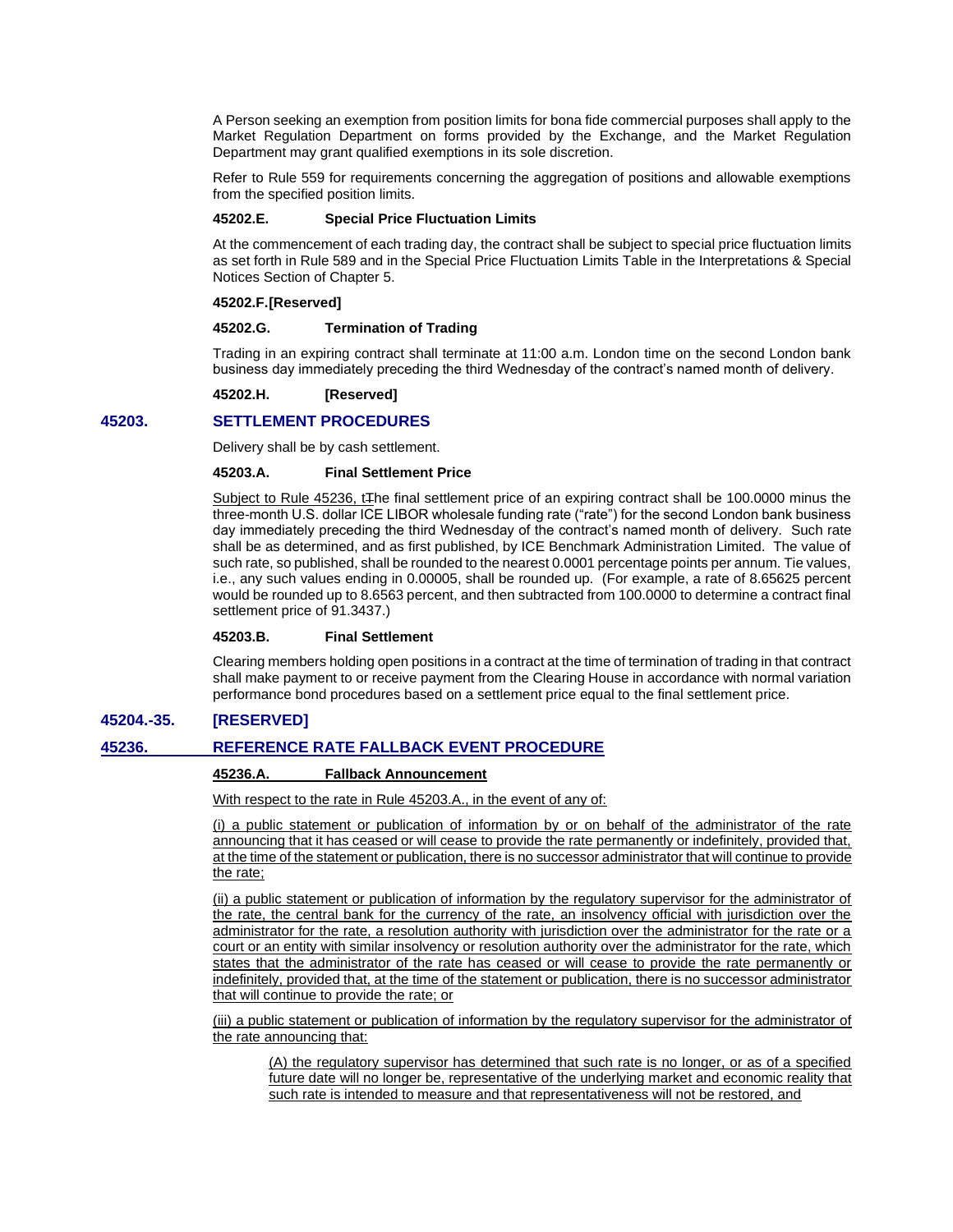A Person seeking an exemption from position limits for bona fide commercial purposes shall apply to the Market Regulation Department on forms provided by the Exchange, and the Market Regulation Department may grant qualified exemptions in its sole discretion.

Refer to Rule 559 for requirements concerning the aggregation of positions and allowable exemptions from the specified position limits.

**45202.E. Special Price Fluctuation Limits**

At the commencement of each trading day, the contract shall be subject to special price fluctuation limits as set forth in Rule 589 and in the Special Price Fluctuation Limits Table in the Interpretations & Special Notices Section of Chapter 5.

**45202.F.[Reserved]**

**45202.G. Termination of Trading**

Trading in an expiring contract shall terminate at 11:00 a.m. London time on the second London bank business day immediately preceding the third Wednesday of the contract's named month of delivery.

**45202.H. [Reserved]**

## 45203. SETTLEMENT PROCEDURES

Delivery shall be by cash settlement.

**45203.A. Final Settlement Price**

Subject to Rule 45236, tThe final settlement price of an expiring contract shall be 100.0000 minus the three-month U.S. dollar ICE LIBOR wholesale funding rate ("rate") for the second London bank business day immediately preceding the third Wednesday of the contract's named month of delivery. Such rate shall be as determined, and as first published, by ICE Benchmark Administration Limited. The value of such rate, so published, shall be rounded to the nearest 0.0001 percentage points per annum. Tie values, i.e., any such values ending in 0.00005, shall be rounded up. (For example, a rate of 8.65625 percent would be rounded up to 8.6563 percent, and then subtracted from 100.0000 to determine a contract final settlement price of 91.3437.)

**45203.B. Final Settlement**

Clearing members holding open positions in a contract at the time of termination of trading in that contract shall make payment to or receive payment from the Clearing House in accordance with normal variation performance bond procedures based on a settlement price equal to the final settlement price.

## 45204.-35. [RESERVED]

## 45236. REFERENCE RATE FALLBACK EVENT PROCEDURE

**45236.A. Fallback Announcement**

With respect to the rate in Rule 45203.A., in the event of any of:

(i) a public statement or publication of information by or on behalf of the administrator of the rate announcing that it has ceased or will cease to provide the rate permanently or indefinitely, provided that, at the time of the statement or publication, there is no successor administrator that will continue to provide the rate;

(ii) a public statement or publication of information by the regulatory supervisor for the administrator of the rate, the central bank for the currency of the rate, an insolvency official with jurisdiction over the administrator for the rate, a resolution authority with jurisdiction over the administrator for the rate or a court or an entity with similar insolvency or resolution authority over the administrator for the rate, which states that the administrator of the rate has ceased or will cease to provide the rate permanently or indefinitely, provided that, at the time of the statement or publication, there is no successor administrator that will continue to provide the rate; or

(iii) a public statement or publication of information by the regulatory supervisor for the administrator of the rate announcing that:

(A) the regulatory supervisor has determined that such rate is no longer, or as of a specified future date will no longer be, representative of the underlying market and economic reality that such rate is intended to measure and that representativeness will not be restored, and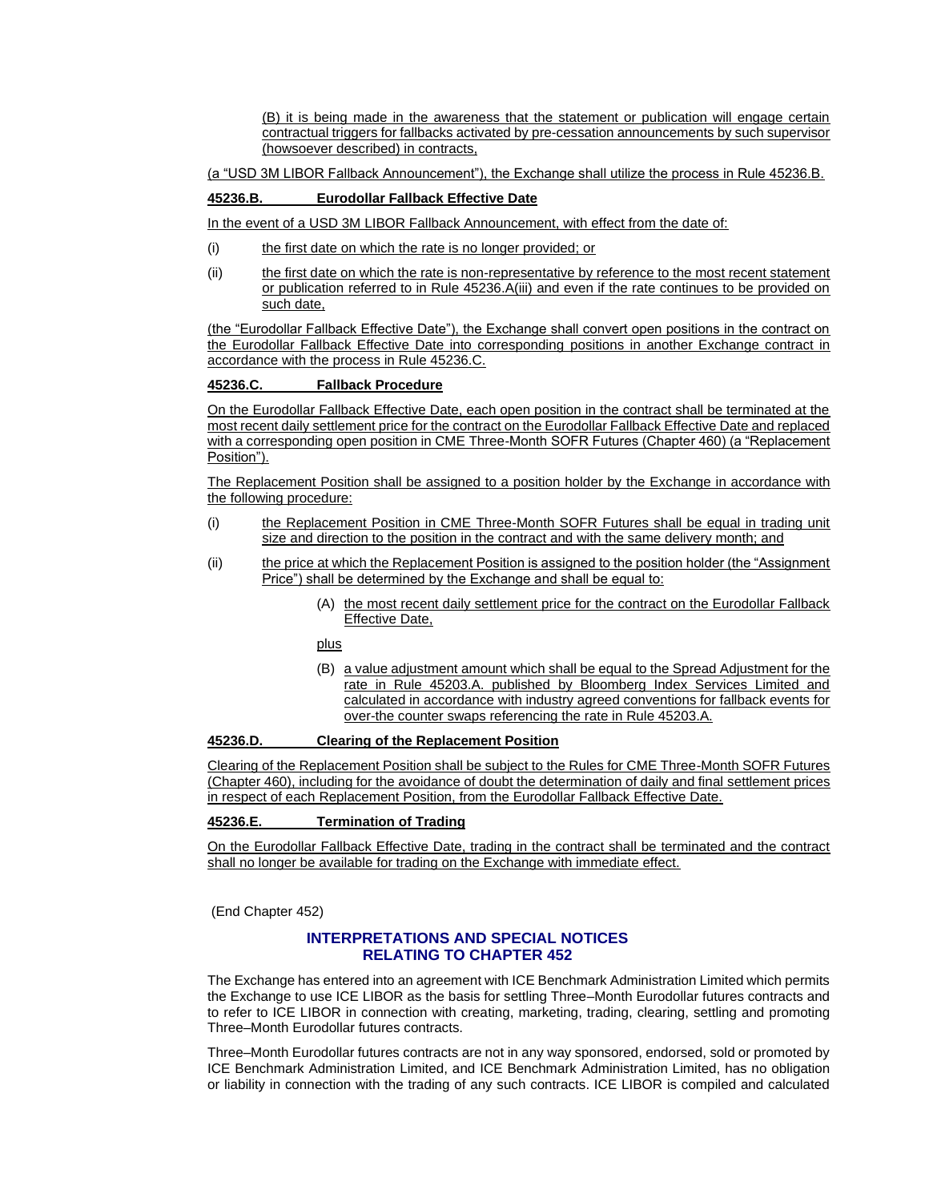(B) it is being made in the awareness that the statement or publication will engage certain contractual triggers for fallbacks activated by pre-cessation announcements by such supervisor (howsoever described) in contracts,

(a "USD 3M LIBOR Fallback Announcement"), the Exchange shall utilize the process in Rule 45236.B.

**45236.B. Eurodollar Fallback Effective Date**

In the event of a USD 3M LIBOR Fallback Announcement, with effect from the date of:

(i) the first date on which the rate is no longer provided; or

(ii) the first date on which the rate is non-representative by reference to the most recent statement or publication referred to in Rule 45236.A(iii) and even if the rate continues to be provided on such date,

(the "Eurodollar Fallback Effective Date"), the Exchange shall convert open positions in the contract on the Eurodollar Fallback Effective Date into corresponding positions in another Exchange contract in accordance with the process in Rule 45236.C.

**45236.C. Fallback Procedure**

On the Eurodollar Fallback Effective Date, each open position in the contract shall be terminated at the most recent daily settlement price for the contract on the Eurodollar Fallback Effective Date and replaced with a corresponding open position in CME Three-Month SOFR Futures (Chapter 460) (a "Replacement Position").

The Replacement Position shall be assigned to a position holder by the Exchange in accordance with the following procedure:

(i) the Replacement Position in CME Three-Month SOFR Futures shall be equal in trading unit size and direction to the position in the contract and with the same delivery month; and

(ii) the price at which the Replacement Position is assigned to the position holder (the "Assignment Price") shall be determined by the Exchange and shall be equal to:

(A) the most recent daily settlement price for the contract on the Eurodollar Fallback Effective Date,

plus

(B) a value adjustment amount which shall be equal to the Spread Adjustment for the rate in Rule 45203.A. published by Bloomberg Index Services Limited and calculated in accordance with industry agreed conventions for fallback events for over-the counter swaps referencing the rate in Rule 45203.A.

**45236.D. Clearing of the Replacement Position**

Clearing of the Replacement Position shall be subject to the Rules for CME Three-Month SOFR Futures (Chapter 460), including for the avoidance of doubt the determination of daily and final settlement prices in respect of each Replacement Position, from the Eurodollar Fallback Effective Date.

**45236.E. Termination of Trading**

On the Eurodollar Fallback Effective Date, trading in the contract shall be terminated and the contract shall no longer be available for trading on the Exchange with immediate effect.

(End Chapter 452)

## INTERPRETATIONS AND SPECIAL NOTICES RELATING TO CHAPTER 452

The Exchange has entered into an agreement with ICE Benchmark Administration Limited which permits the Exchange to use ICE LIBOR as the basis for settling Three–Month Eurodollar futures contracts and to refer to ICE LIBOR in connection with creating, marketing, trading, clearing, settling and promoting Three–Month Eurodollar futures contracts.

Three–Month Eurodollar futures contracts are not in any way sponsored, endorsed, sold or promoted by ICE Benchmark Administration Limited, and ICE Benchmark Administration Limited, has no obligation or liability in connection with the trading of any such contracts. ICE LIBOR is compiled and calculated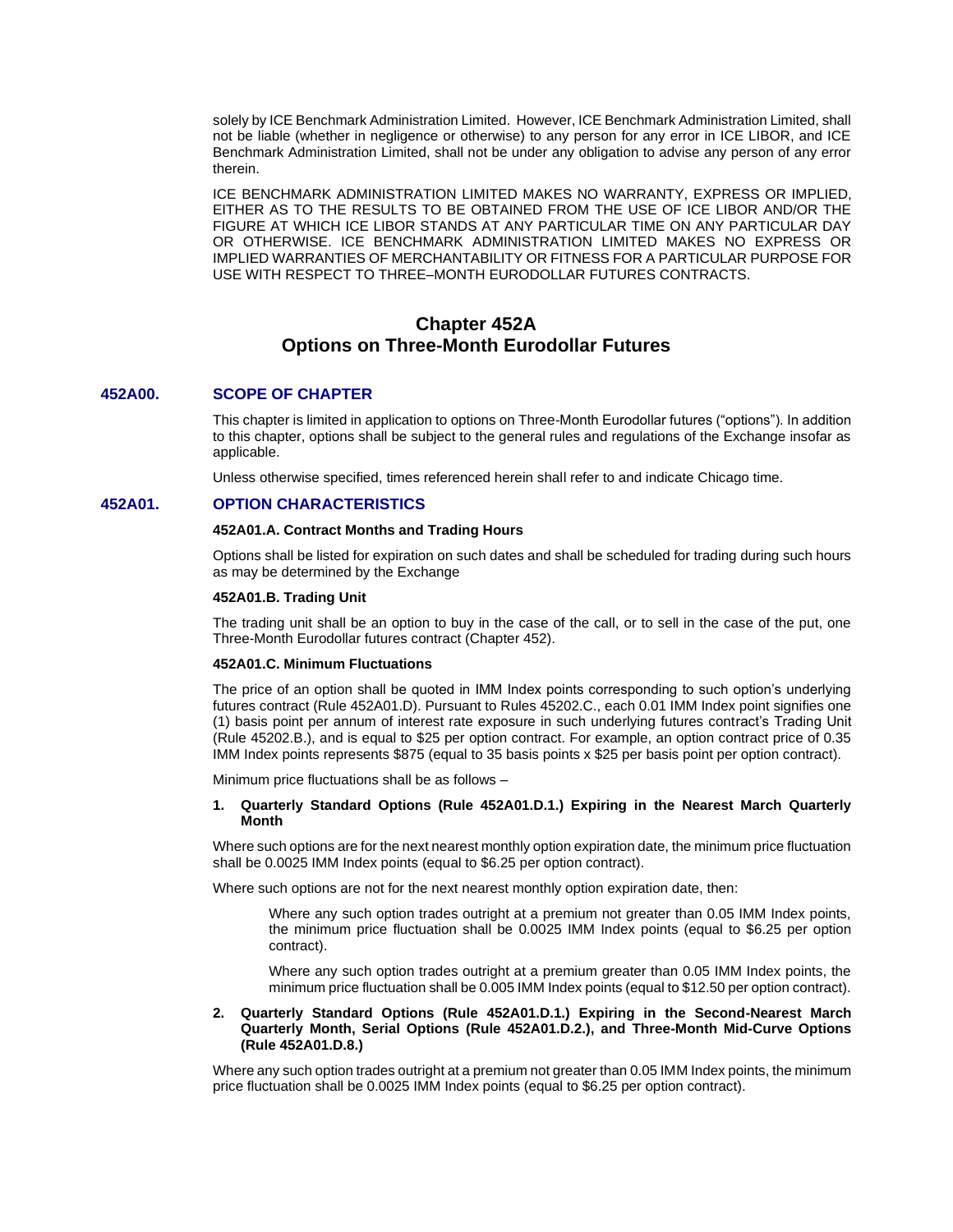solely by ICE Benchmark Administration Limited. However, ICE Benchmark Administration Limited, shall not be liable (whether in negligence or otherwise) to any person for any error in ICE LIBOR, and ICE Benchmark Administration Limited, shall not be under any obligation to advise any person of any error therein.

ICE BENCHMARK ADMINISTRATION LIMITED MAKES NO WARRANTY, EXPRESS OR IMPLIED, EITHER AS TO THE RESULTS TO BE OBTAINED FROM THE USE OF ICE LIBOR AND/OR THE FIGURE AT WHICH ICE LIBOR STANDS AT ANY PARTICULAR TIME ON ANY PARTICULAR DAY OR OTHERWISE. ICE BENCHMARK ADMINISTRATION LIMITED MAKES NO EXPRESS OR IMPLIED WARRANTIES OF MERCHANTABILITY OR FITNESS FOR A PARTICULAR PURPOSE FOR USE WITH RESPECT TO THREE–MONTH EURODOLLAR FUTURES CONTRACTS.

# Chapter 452A
# Options on Three-Month Eurodollar Futures

## 452A00. SCOPE OF CHAPTER

This chapter is limited in application to options on Three-Month Eurodollar futures ("options"). In addition to this chapter, options shall be subject to the general rules and regulations of the Exchange insofar as applicable.

Unless otherwise specified, times referenced herein shall refer to and indicate Chicago time.

## 452A01. OPTION CHARACTERISTICS

### 452A01.A. Contract Months and Trading Hours

Options shall be listed for expiration on such dates and shall be scheduled for trading during such hours as may be determined by the Exchange

### 452A01.B. Trading Unit

The trading unit shall be an option to buy in the case of the call, or to sell in the case of the put, one Three-Month Eurodollar futures contract (Chapter 452).

### 452A01.C. Minimum Fluctuations

The price of an option shall be quoted in IMM Index points corresponding to such option's underlying futures contract (Rule 452A01.D). Pursuant to Rules 45202.C., each 0.01 IMM Index point signifies one (1) basis point per annum of interest rate exposure in such underlying futures contract's Trading Unit (Rule 45202.B.), and is equal to $25 per option contract. For example, an option contract price of 0.35 IMM Index points represents $875 (equal to 35 basis points x $25 per basis point per option contract).

Minimum price fluctuations shall be as follows –

**1. Quarterly Standard Options (Rule 452A01.D.1.) Expiring in the Nearest March Quarterly Month**

Where such options are for the next nearest monthly option expiration date, the minimum price fluctuation shall be 0.0025 IMM Index points (equal to $6.25 per option contract).

Where such options are not for the next nearest monthly option expiration date, then:

> Where any such option trades outright at a premium not greater than 0.05 IMM Index points, the minimum price fluctuation shall be 0.0025 IMM Index points (equal to $6.25 per option contract).
>
> Where any such option trades outright at a premium greater than 0.05 IMM Index points, the minimum price fluctuation shall be 0.005 IMM Index points (equal to $12.50 per option contract).

**2. Quarterly Standard Options (Rule 452A01.D.1.) Expiring in the Second-Nearest March Quarterly Month, Serial Options (Rule 452A01.D.2.), and Three-Month Mid-Curve Options (Rule 452A01.D.8.)**

Where any such option trades outright at a premium not greater than 0.05 IMM Index points, the minimum price fluctuation shall be 0.0025 IMM Index points (equal to $6.25 per option contract).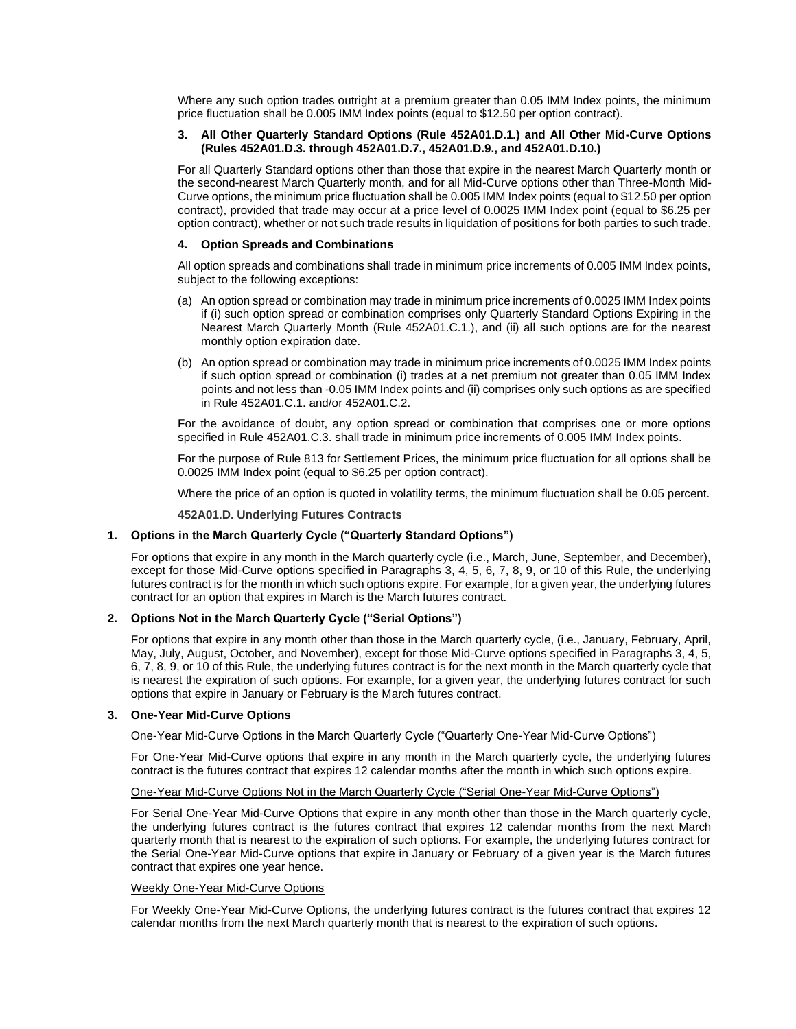Where any such option trades outright at a premium greater than 0.05 IMM Index points, the minimum price fluctuation shall be 0.005 IMM Index points (equal to $12.50 per option contract).

**3. All Other Quarterly Standard Options (Rule 452A01.D.1.) and All Other Mid-Curve Options (Rules 452A01.D.3. through 452A01.D.7., 452A01.D.9., and 452A01.D.10.)**

For all Quarterly Standard options other than those that expire in the nearest March Quarterly month or the second-nearest March Quarterly month, and for all Mid-Curve options other than Three-Month Mid-Curve options, the minimum price fluctuation shall be 0.005 IMM Index points (equal to $12.50 per option contract), provided that trade may occur at a price level of 0.0025 IMM Index point (equal to $6.25 per option contract), whether or not such trade results in liquidation of positions for both parties to such trade.

**4. Option Spreads and Combinations**

All option spreads and combinations shall trade in minimum price increments of 0.005 IMM Index points, subject to the following exceptions:

(a) An option spread or combination may trade in minimum price increments of 0.0025 IMM Index points if (i) such option spread or combination comprises only Quarterly Standard Options Expiring in the Nearest March Quarterly Month (Rule 452A01.C.1.), and (ii) all such options are for the nearest monthly option expiration date.

(b) An option spread or combination may trade in minimum price increments of 0.0025 IMM Index points if such option spread or combination (i) trades at a net premium not greater than 0.05 IMM Index points and not less than -0.05 IMM Index points and (ii) comprises only such options as are specified in Rule 452A01.C.1. and/or 452A01.C.2.

For the avoidance of doubt, any option spread or combination that comprises one or more options specified in Rule 452A01.C.3. shall trade in minimum price increments of 0.005 IMM Index points.

For the purpose of Rule 813 for Settlement Prices, the minimum price fluctuation for all options shall be 0.0025 IMM Index point (equal to $6.25 per option contract).

Where the price of an option is quoted in volatility terms, the minimum fluctuation shall be 0.05 percent.

**452A01.D. Underlying Futures Contracts**

**1. Options in the March Quarterly Cycle ("Quarterly Standard Options")**

For options that expire in any month in the March quarterly cycle (i.e., March, June, September, and December), except for those Mid-Curve options specified in Paragraphs 3, 4, 5, 6, 7, 8, 9, or 10 of this Rule, the underlying futures contract is for the month in which such options expire. For example, for a given year, the underlying futures contract for an option that expires in March is the March futures contract.

**2. Options Not in the March Quarterly Cycle ("Serial Options")**

For options that expire in any month other than those in the March quarterly cycle, (i.e., January, February, April, May, July, August, October, and November), except for those Mid-Curve options specified in Paragraphs 3, 4, 5, 6, 7, 8, 9, or 10 of this Rule, the underlying futures contract is for the next month in the March quarterly cycle that is nearest the expiration of such options. For example, for a given year, the underlying futures contract for such options that expire in January or February is the March futures contract.

**3. One-Year Mid-Curve Options**

One-Year Mid-Curve Options in the March Quarterly Cycle ("Quarterly One-Year Mid-Curve Options")

For One-Year Mid-Curve options that expire in any month in the March quarterly cycle, the underlying futures contract is the futures contract that expires 12 calendar months after the month in which such options expire.

One-Year Mid-Curve Options Not in the March Quarterly Cycle ("Serial One-Year Mid-Curve Options")

For Serial One-Year Mid-Curve Options that expire in any month other than those in the March quarterly cycle, the underlying futures contract is the futures contract that expires 12 calendar months from the next March quarterly month that is nearest to the expiration of such options. For example, the underlying futures contract for the Serial One-Year Mid-Curve options that expire in January or February of a given year is the March futures contract that expires one year hence.

Weekly One-Year Mid-Curve Options

For Weekly One-Year Mid-Curve Options, the underlying futures contract is the futures contract that expires 12 calendar months from the next March quarterly month that is nearest to the expiration of such options.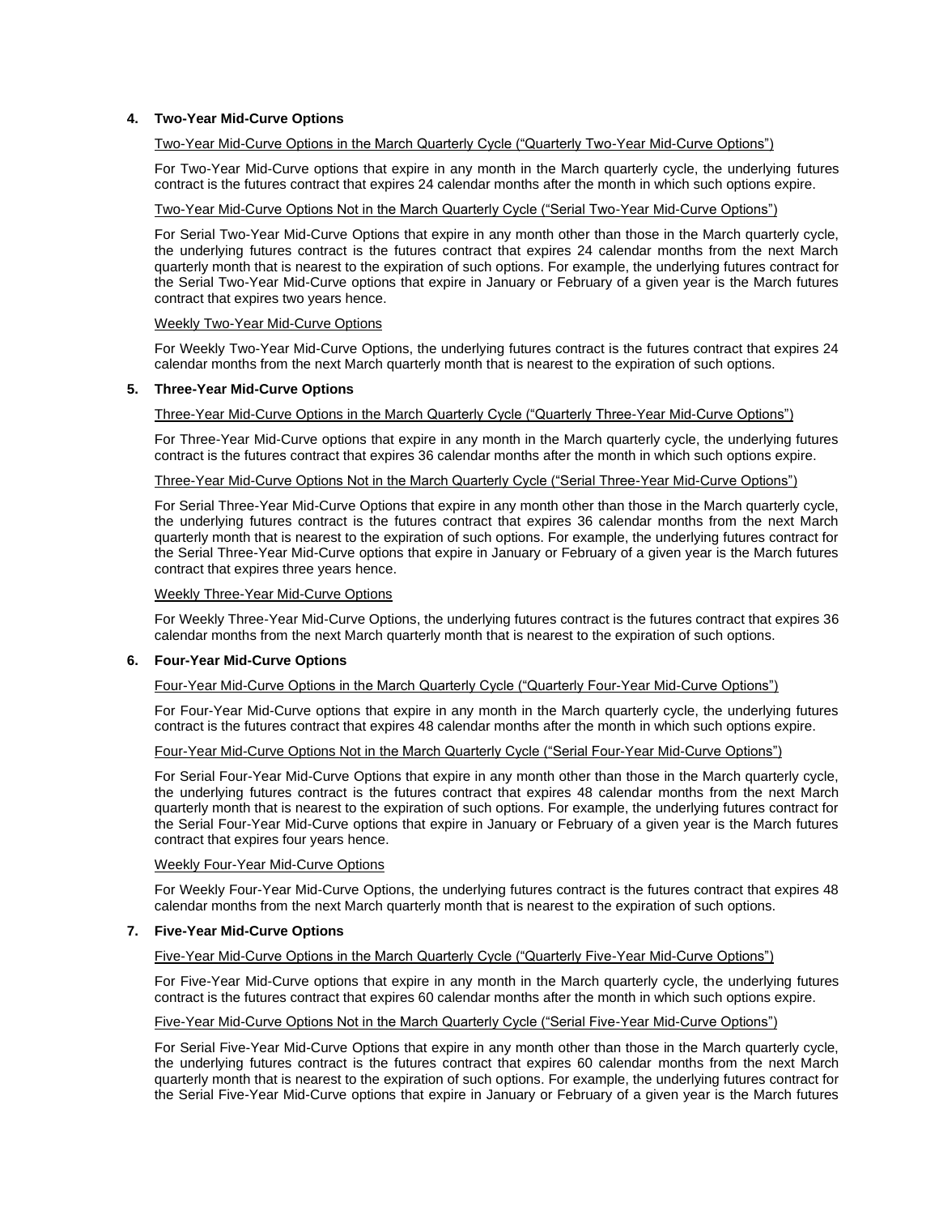**4. Two-Year Mid-Curve Options**

Two-Year Mid-Curve Options in the March Quarterly Cycle ("Quarterly Two-Year Mid-Curve Options")

For Two-Year Mid-Curve options that expire in any month in the March quarterly cycle, the underlying futures contract is the futures contract that expires 24 calendar months after the month in which such options expire.

Two-Year Mid-Curve Options Not in the March Quarterly Cycle ("Serial Two-Year Mid-Curve Options")

For Serial Two-Year Mid-Curve Options that expire in any month other than those in the March quarterly cycle, the underlying futures contract is the futures contract that expires 24 calendar months from the next March quarterly month that is nearest to the expiration of such options. For example, the underlying futures contract for the Serial Two-Year Mid-Curve options that expire in January or February of a given year is the March futures contract that expires two years hence.

Weekly Two-Year Mid-Curve Options

For Weekly Two-Year Mid-Curve Options, the underlying futures contract is the futures contract that expires 24 calendar months from the next March quarterly month that is nearest to the expiration of such options.

**5. Three-Year Mid-Curve Options**

Three-Year Mid-Curve Options in the March Quarterly Cycle ("Quarterly Three-Year Mid-Curve Options")

For Three-Year Mid-Curve options that expire in any month in the March quarterly cycle, the underlying futures contract is the futures contract that expires 36 calendar months after the month in which such options expire.

Three-Year Mid-Curve Options Not in the March Quarterly Cycle ("Serial Three-Year Mid-Curve Options")

For Serial Three-Year Mid-Curve Options that expire in any month other than those in the March quarterly cycle, the underlying futures contract is the futures contract that expires 36 calendar months from the next March quarterly month that is nearest to the expiration of such options. For example, the underlying futures contract for the Serial Three-Year Mid-Curve options that expire in January or February of a given year is the March futures contract that expires three years hence.

Weekly Three-Year Mid-Curve Options

For Weekly Three-Year Mid-Curve Options, the underlying futures contract is the futures contract that expires 36 calendar months from the next March quarterly month that is nearest to the expiration of such options.

**6. Four-Year Mid-Curve Options**

Four-Year Mid-Curve Options in the March Quarterly Cycle ("Quarterly Four-Year Mid-Curve Options")

For Four-Year Mid-Curve options that expire in any month in the March quarterly cycle, the underlying futures contract is the futures contract that expires 48 calendar months after the month in which such options expire.

Four-Year Mid-Curve Options Not in the March Quarterly Cycle ("Serial Four-Year Mid-Curve Options")

For Serial Four-Year Mid-Curve Options that expire in any month other than those in the March quarterly cycle, the underlying futures contract is the futures contract that expires 48 calendar months from the next March quarterly month that is nearest to the expiration of such options. For example, the underlying futures contract for the Serial Four-Year Mid-Curve options that expire in January or February of a given year is the March futures contract that expires four years hence.

Weekly Four-Year Mid-Curve Options

For Weekly Four-Year Mid-Curve Options, the underlying futures contract is the futures contract that expires 48 calendar months from the next March quarterly month that is nearest to the expiration of such options.

**7. Five-Year Mid-Curve Options**

Five-Year Mid-Curve Options in the March Quarterly Cycle ("Quarterly Five-Year Mid-Curve Options")

For Five-Year Mid-Curve options that expire in any month in the March quarterly cycle, the underlying futures contract is the futures contract that expires 60 calendar months after the month in which such options expire.

Five-Year Mid-Curve Options Not in the March Quarterly Cycle ("Serial Five-Year Mid-Curve Options")

For Serial Five-Year Mid-Curve Options that expire in any month other than those in the March quarterly cycle, the underlying futures contract is the futures contract that expires 60 calendar months from the next March quarterly month that is nearest to the expiration of such options. For example, the underlying futures contract for the Serial Five-Year Mid-Curve options that expire in January or February of a given year is the March futures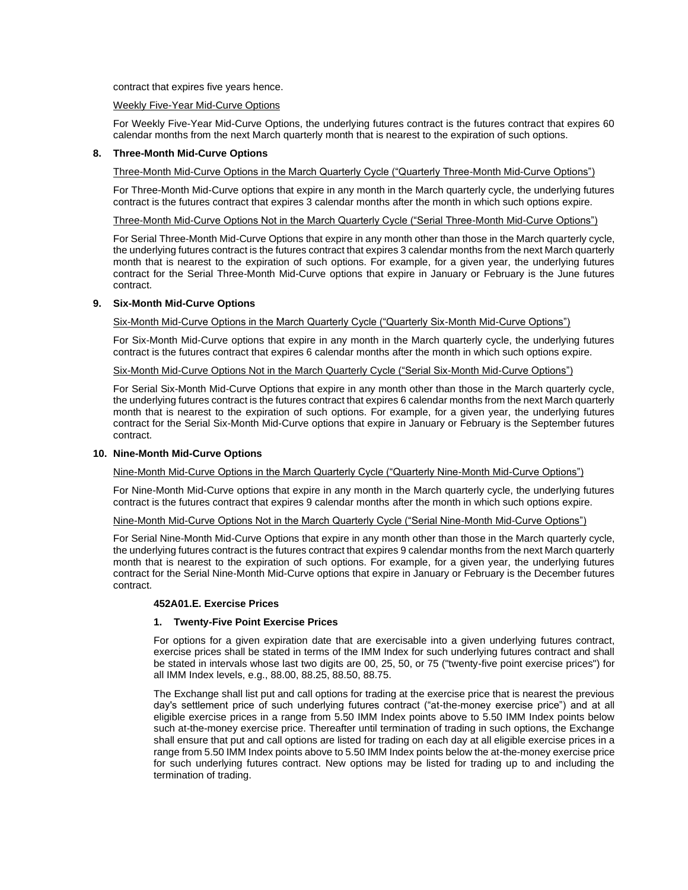contract that expires five years hence.

Weekly Five-Year Mid-Curve Options

For Weekly Five-Year Mid-Curve Options, the underlying futures contract is the futures contract that expires 60 calendar months from the next March quarterly month that is nearest to the expiration of such options.

**8. Three-Month Mid-Curve Options**

Three-Month Mid-Curve Options in the March Quarterly Cycle ("Quarterly Three-Month Mid-Curve Options")

For Three-Month Mid-Curve options that expire in any month in the March quarterly cycle, the underlying futures contract is the futures contract that expires 3 calendar months after the month in which such options expire.

Three-Month Mid-Curve Options Not in the March Quarterly Cycle ("Serial Three-Month Mid-Curve Options")

For Serial Three-Month Mid-Curve Options that expire in any month other than those in the March quarterly cycle, the underlying futures contract is the futures contract that expires 3 calendar months from the next March quarterly month that is nearest to the expiration of such options. For example, for a given year, the underlying futures contract for the Serial Three-Month Mid-Curve options that expire in January or February is the June futures contract.

**9. Six-Month Mid-Curve Options**

Six-Month Mid-Curve Options in the March Quarterly Cycle ("Quarterly Six-Month Mid-Curve Options")

For Six-Month Mid-Curve options that expire in any month in the March quarterly cycle, the underlying futures contract is the futures contract that expires 6 calendar months after the month in which such options expire.

Six-Month Mid-Curve Options Not in the March Quarterly Cycle ("Serial Six-Month Mid-Curve Options")

For Serial Six-Month Mid-Curve Options that expire in any month other than those in the March quarterly cycle, the underlying futures contract is the futures contract that expires 6 calendar months from the next March quarterly month that is nearest to the expiration of such options. For example, for a given year, the underlying futures contract for the Serial Six-Month Mid-Curve options that expire in January or February is the September futures contract.

**10. Nine-Month Mid-Curve Options**

Nine-Month Mid-Curve Options in the March Quarterly Cycle ("Quarterly Nine-Month Mid-Curve Options")

For Nine-Month Mid-Curve options that expire in any month in the March quarterly cycle, the underlying futures contract is the futures contract that expires 9 calendar months after the month in which such options expire.

Nine-Month Mid-Curve Options Not in the March Quarterly Cycle ("Serial Nine-Month Mid-Curve Options")

For Serial Nine-Month Mid-Curve Options that expire in any month other than those in the March quarterly cycle, the underlying futures contract is the futures contract that expires 9 calendar months from the next March quarterly month that is nearest to the expiration of such options. For example, for a given year, the underlying futures contract for the Serial Nine-Month Mid-Curve options that expire in January or February is the December futures contract.

### 452A01.E. Exercise Prices

**1. Twenty-Five Point Exercise Prices**

For options for a given expiration date that are exercisable into a given underlying futures contract, exercise prices shall be stated in terms of the IMM Index for such underlying futures contract and shall be stated in intervals whose last two digits are 00, 25, 50, or 75 ("twenty-five point exercise prices") for all IMM Index levels, e.g., 88.00, 88.25, 88.50, 88.75.

The Exchange shall list put and call options for trading at the exercise price that is nearest the previous day's settlement price of such underlying futures contract ("at-the-money exercise price") and at all eligible exercise prices in a range from 5.50 IMM Index points above to 5.50 IMM Index points below such at-the-money exercise price. Thereafter until termination of trading in such options, the Exchange shall ensure that put and call options are listed for trading on each day at all eligible exercise prices in a range from 5.50 IMM Index points above to 5.50 IMM Index points below the at-the-money exercise price for such underlying futures contract. New options may be listed for trading up to and including the termination of trading.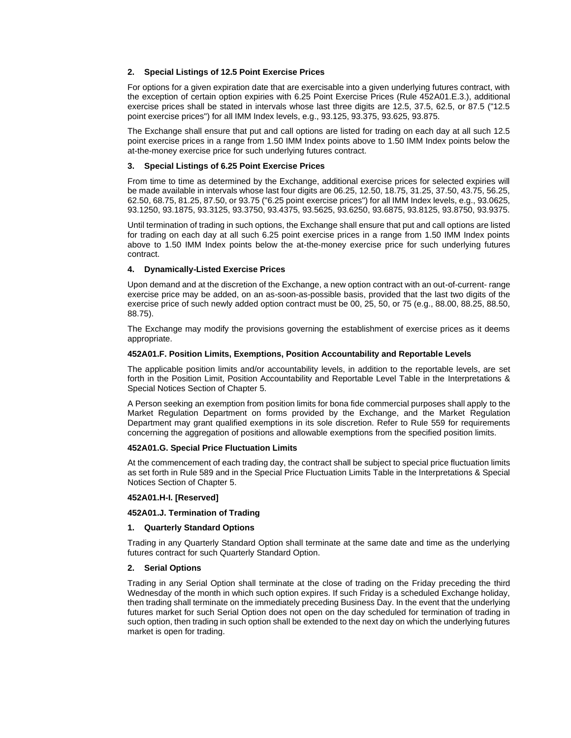**2. Special Listings of 12.5 Point Exercise Prices**

For options for a given expiration date that are exercisable into a given underlying futures contract, with the exception of certain option expiries with 6.25 Point Exercise Prices (Rule 452A01.E.3.), additional exercise prices shall be stated in intervals whose last three digits are 12.5, 37.5, 62.5, or 87.5 ("12.5 point exercise prices") for all IMM Index levels, e.g., 93.125, 93.375, 93.625, 93.875.

The Exchange shall ensure that put and call options are listed for trading on each day at all such 12.5 point exercise prices in a range from 1.50 IMM Index points above to 1.50 IMM Index points below the at-the-money exercise price for such underlying futures contract.

**3. Special Listings of 6.25 Point Exercise Prices**

From time to time as determined by the Exchange, additional exercise prices for selected expiries will be made available in intervals whose last four digits are 06.25, 12.50, 18.75, 31.25, 37.50, 43.75, 56.25, 62.50, 68.75, 81.25, 87.50, or 93.75 ("6.25 point exercise prices") for all IMM Index levels, e.g., 93.0625, 93.1250, 93.1875, 93.3125, 93.3750, 93.4375, 93.5625, 93.6250, 93.6875, 93.8125, 93.8750, 93.9375.

Until termination of trading in such options, the Exchange shall ensure that put and call options are listed for trading on each day at all such 6.25 point exercise prices in a range from 1.50 IMM Index points above to 1.50 IMM Index points below the at-the-money exercise price for such underlying futures contract.

**4. Dynamically-Listed Exercise Prices**

Upon demand and at the discretion of the Exchange, a new option contract with an out-of-current- range exercise price may be added, on an as-soon-as-possible basis, provided that the last two digits of the exercise price of such newly added option contract must be 00, 25, 50, or 75 (e.g., 88.00, 88.25, 88.50, 88.75).

The Exchange may modify the provisions governing the establishment of exercise prices as it deems appropriate.

**452A01.F. Position Limits, Exemptions, Position Accountability and Reportable Levels**

The applicable position limits and/or accountability levels, in addition to the reportable levels, are set forth in the Position Limit, Position Accountability and Reportable Level Table in the Interpretations & Special Notices Section of Chapter 5.

A Person seeking an exemption from position limits for bona fide commercial purposes shall apply to the Market Regulation Department on forms provided by the Exchange, and the Market Regulation Department may grant qualified exemptions in its sole discretion. Refer to Rule 559 for requirements concerning the aggregation of positions and allowable exemptions from the specified position limits.

**452A01.G. Special Price Fluctuation Limits**

At the commencement of each trading day, the contract shall be subject to special price fluctuation limits as set forth in Rule 589 and in the Special Price Fluctuation Limits Table in the Interpretations & Special Notices Section of Chapter 5.

**452A01.H-I. [Reserved]**

**452A01.J. Termination of Trading**

**1. Quarterly Standard Options**

Trading in any Quarterly Standard Option shall terminate at the same date and time as the underlying futures contract for such Quarterly Standard Option.

**2. Serial Options**

Trading in any Serial Option shall terminate at the close of trading on the Friday preceding the third Wednesday of the month in which such option expires. If such Friday is a scheduled Exchange holiday, then trading shall terminate on the immediately preceding Business Day. In the event that the underlying futures market for such Serial Option does not open on the day scheduled for termination of trading in such option, then trading in such option shall be extended to the next day on which the underlying futures market is open for trading.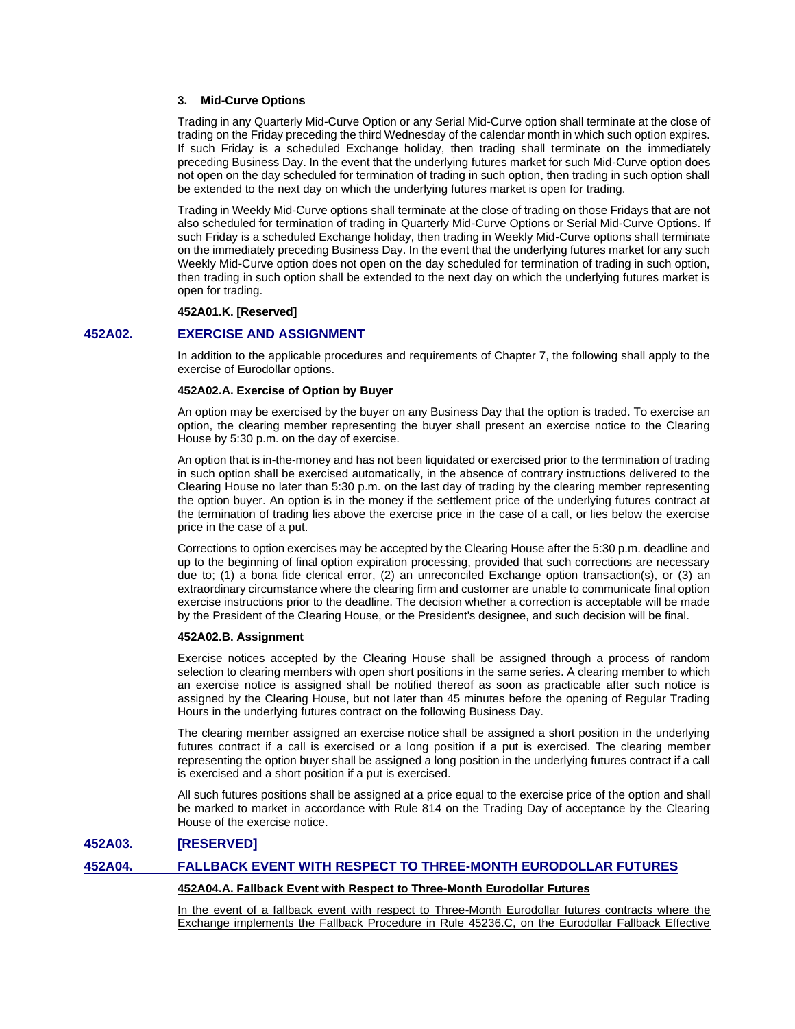**3. Mid-Curve Options**

Trading in any Quarterly Mid-Curve Option or any Serial Mid-Curve option shall terminate at the close of trading on the Friday preceding the third Wednesday of the calendar month in which such option expires. If such Friday is a scheduled Exchange holiday, then trading shall terminate on the immediately preceding Business Day. In the event that the underlying futures market for such Mid-Curve option does not open on the day scheduled for termination of trading in such option, then trading in such option shall be extended to the next day on which the underlying futures market is open for trading.

Trading in Weekly Mid-Curve options shall terminate at the close of trading on those Fridays that are not also scheduled for termination of trading in Quarterly Mid-Curve Options or Serial Mid-Curve Options. If such Friday is a scheduled Exchange holiday, then trading in Weekly Mid-Curve options shall terminate on the immediately preceding Business Day. In the event that the underlying futures market for any such Weekly Mid-Curve option does not open on the day scheduled for termination of trading in such option, then trading in such option shall be extended to the next day on which the underlying futures market is open for trading.

**452A01.K. [Reserved]**

## 452A02. EXERCISE AND ASSIGNMENT

In addition to the applicable procedures and requirements of Chapter 7, the following shall apply to the exercise of Eurodollar options.

**452A02.A. Exercise of Option by Buyer**

An option may be exercised by the buyer on any Business Day that the option is traded. To exercise an option, the clearing member representing the buyer shall present an exercise notice to the Clearing House by 5:30 p.m. on the day of exercise.

An option that is in-the-money and has not been liquidated or exercised prior to the termination of trading in such option shall be exercised automatically, in the absence of contrary instructions delivered to the Clearing House no later than 5:30 p.m. on the last day of trading by the clearing member representing the option buyer. An option is in the money if the settlement price of the underlying futures contract at the termination of trading lies above the exercise price in the case of a call, or lies below the exercise price in the case of a put.

Corrections to option exercises may be accepted by the Clearing House after the 5:30 p.m. deadline and up to the beginning of final option expiration processing, provided that such corrections are necessary due to; (1) a bona fide clerical error, (2) an unreconciled Exchange option transaction(s), or (3) an extraordinary circumstance where the clearing firm and customer are unable to communicate final option exercise instructions prior to the deadline. The decision whether a correction is acceptable will be made by the President of the Clearing House, or the President's designee, and such decision will be final.

**452A02.B. Assignment**

Exercise notices accepted by the Clearing House shall be assigned through a process of random selection to clearing members with open short positions in the same series. A clearing member to which an exercise notice is assigned shall be notified thereof as soon as practicable after such notice is assigned by the Clearing House, but not later than 45 minutes before the opening of Regular Trading Hours in the underlying futures contract on the following Business Day.

The clearing member assigned an exercise notice shall be assigned a short position in the underlying futures contract if a call is exercised or a long position if a put is exercised. The clearing member representing the option buyer shall be assigned a long position in the underlying futures contract if a call is exercised and a short position if a put is exercised.

All such futures positions shall be assigned at a price equal to the exercise price of the option and shall be marked to market in accordance with Rule 814 on the Trading Day of acceptance by the Clearing House of the exercise notice.

## 452A03. [RESERVED]

## 452A04. FALLBACK EVENT WITH RESPECT TO THREE-MONTH EURODOLLAR FUTURES

**452A04.A. Fallback Event with Respect to Three-Month Eurodollar Futures**

In the event of a fallback event with respect to Three-Month Eurodollar futures contracts where the Exchange implements the Fallback Procedure in Rule 45236.C, on the Eurodollar Fallback Effective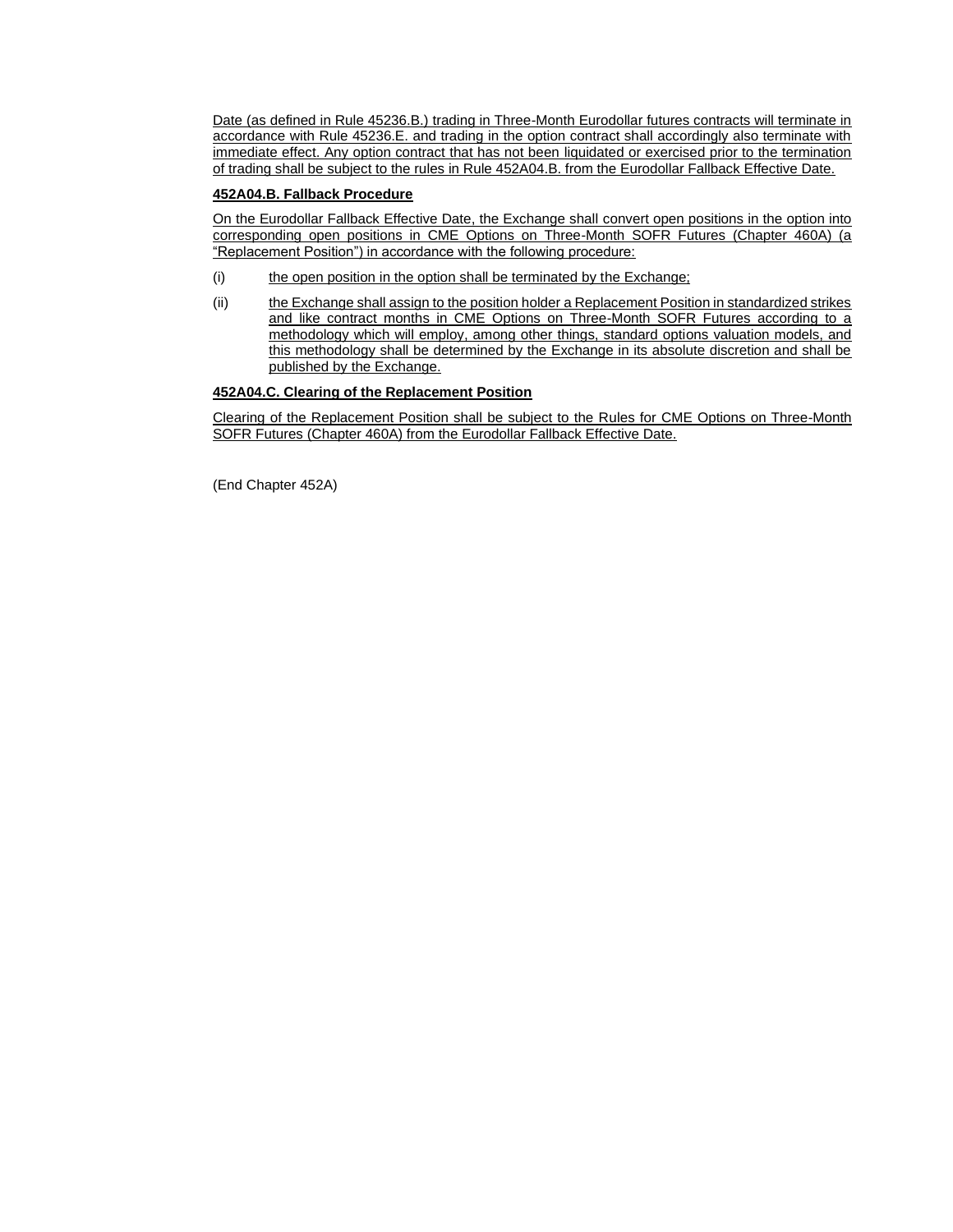Date (as defined in Rule 45236.B.) trading in Three-Month Eurodollar futures contracts will terminate in accordance with Rule 45236.E. and trading in the option contract shall accordingly also terminate with immediate effect. Any option contract that has not been liquidated or exercised prior to the termination of trading shall be subject to the rules in Rule 452A04.B. from the Eurodollar Fallback Effective Date.

**452A04.B. Fallback Procedure**

On the Eurodollar Fallback Effective Date, the Exchange shall convert open positions in the option into corresponding open positions in CME Options on Three-Month SOFR Futures (Chapter 460A) (a "Replacement Position") in accordance with the following procedure:

(i) the open position in the option shall be terminated by the Exchange;

(ii) the Exchange shall assign to the position holder a Replacement Position in standardized strikes and like contract months in CME Options on Three-Month SOFR Futures according to a methodology which will employ, among other things, standard options valuation models, and this methodology shall be determined by the Exchange in its absolute discretion and shall be published by the Exchange.

**452A04.C. Clearing of the Replacement Position**

Clearing of the Replacement Position shall be subject to the Rules for CME Options on Three-Month SOFR Futures (Chapter 460A) from the Eurodollar Fallback Effective Date.

(End Chapter 452A)